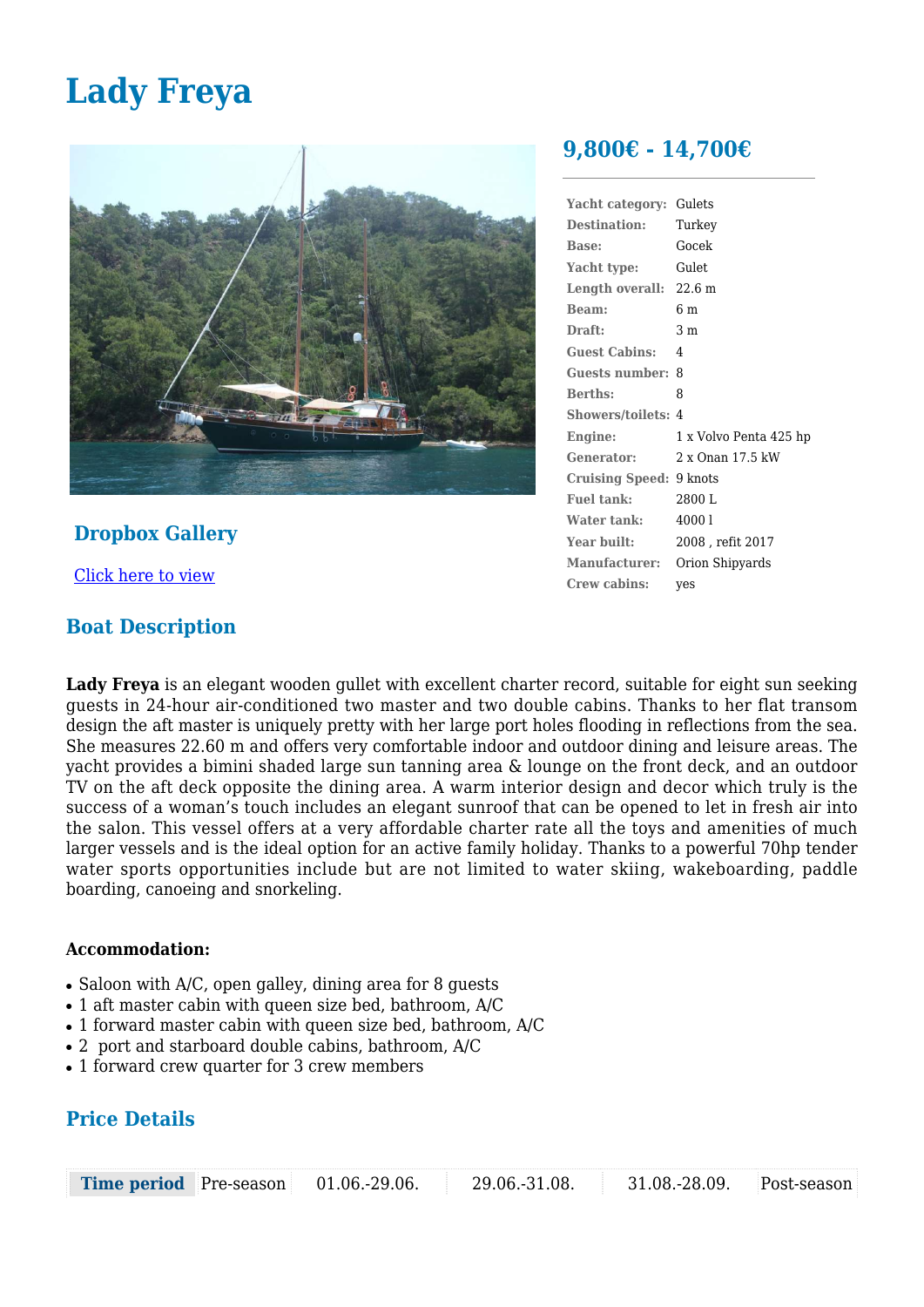# Lady Freya

## 9,800€ - 14,700€

| | |
|---|---|
| **Yacht category:** | Gulets |
| **Destination:** | Turkey |
| **Base:** | Gocek |
| **Yacht type:** | Gulet |
| **Length overall:** | 22.6 m |
| **Beam:** | 6 m |
| **Draft:** | 3 m |
| **Guest Cabins:** | 4 |
| **Guests number:** | 8 |
| **Berths:** | 8 |
| **Showers/toilets:** | 4 |
| **Engine:** | 1 x Volvo Penta 425 hp |
| **Generator:** | 2 x Onan 17.5 kW |
| **Cruising Speed:** | 9 knots |
| **Fuel tank:** | 2800 L |
| **Water tank:** | 4000 l |
| **Year built:** | 2008 , refit 2017 |
| **Manufacturer:** | Orion Shipyards |
| **Crew cabins:** | yes |

## Dropbox Gallery

Click here to view

## Boat Description

**Lady Freya** is an elegant wooden gullet with excellent charter record, suitable for eight sun seeking guests in 24-hour air-conditioned two master and two double cabins. Thanks to her flat transom design the aft master is uniquely pretty with her large port holes flooding in reflections from the sea. She measures 22.60 m and offers very comfortable indoor and outdoor dining and leisure areas. The yacht provides a bimini shaded large sun tanning area & lounge on the front deck, and an outdoor TV on the aft deck opposite the dining area. A warm interior design and decor which truly is the success of a woman's touch includes an elegant sunroof that can be opened to let in fresh air into the salon. This vessel offers at a very affordable charter rate all the toys and amenities of much larger vessels and is the ideal option for an active family holiday. Thanks to a powerful 70hp tender water sports opportunities include but are not limited to water skiing, wakeboarding, paddle boarding, canoeing and snorkeling.

**Accommodation:**

- Saloon with A/C, open galley, dining area for 8 guests
- 1 aft master cabin with queen size bed, bathroom, A/C
- 1 forward master cabin with queen size bed, bathroom, A/C
- 2 port and starboard double cabins, bathroom, A/C
- 1 forward crew quarter for 3 crew members

## Price Details

| Time period | Pre-season | 01.06.-29.06. | 29.06.-31.08. | 31.08.-28.09. | Post-season |
|---|---|---|---|---|---|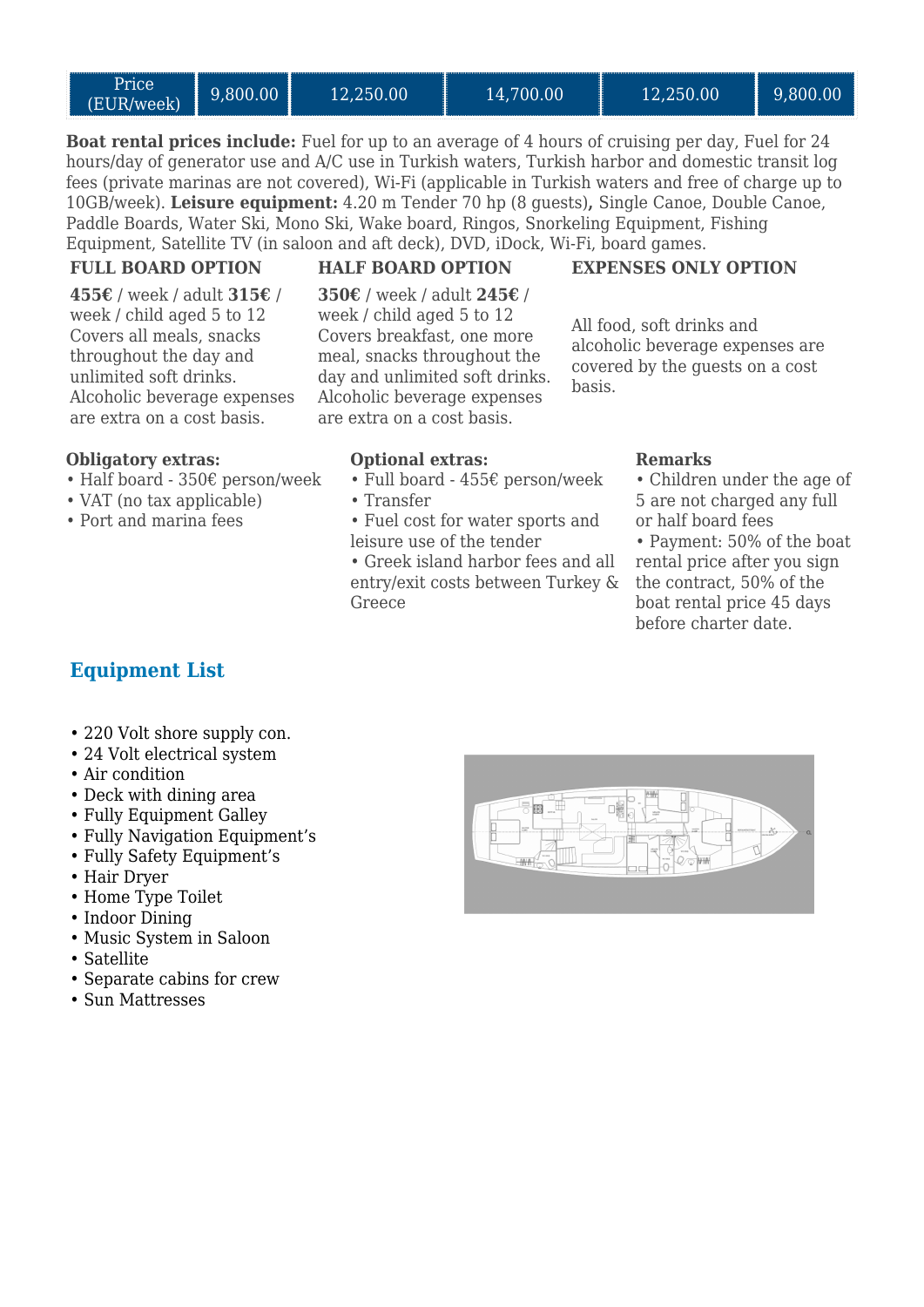| Price (EUR/week) | 9,800.00 | 12,250.00 | 14,700.00 | 12,250.00 | 9,800.00 |
|---|---|---|---|---|---|

**Boat rental prices include:** Fuel for up to an average of 4 hours of cruising per day, Fuel for 24 hours/day of generator use and A/C use in Turkish waters, Turkish harbor and domestic transit log fees (private marinas are not covered), Wi-Fi (applicable in Turkish waters and free of charge up to 10GB/week). **Leisure equipment:** 4.20 m Tender 70 hp (8 guests)**,** Single Canoe, Double Canoe, Paddle Boards, Water Ski, Mono Ski, Wake board, Ringos, Snorkeling Equipment, Fishing Equipment, Satellite TV (in saloon and aft deck), DVD, iDock, Wi-Fi, board games.

**FULL BOARD OPTION**

**455€** / week / adult **315€** / week / child aged 5 to 12
Covers all meals, snacks throughout the day and unlimited soft drinks. Alcoholic beverage expenses are extra on a cost basis.

**HALF BOARD OPTION**

**350€** / week / adult **245€** / week / child aged 5 to 12
Covers breakfast, one more meal, snacks throughout the day and unlimited soft drinks. Alcoholic beverage expenses are extra on a cost basis.

**EXPENSES ONLY OPTION**

All food, soft drinks and alcoholic beverage expenses are covered by the guests on a cost basis.

**Obligatory extras:**

- Half board - 350€ person/week
- VAT (no tax applicable)
- Port and marina fees

**Optional extras:**

- Full board - 455€ person/week
- Transfer
- Fuel cost for water sports and leisure use of the tender
- Greek island harbor fees and all entry/exit costs between Turkey & Greece

**Remarks**

- Children under the age of 5 are not charged any full or half board fees
- Payment: 50% of the boat rental price after you sign the contract, 50% of the boat rental price 45 days before charter date.

## Equipment List

- 220 Volt shore supply con.
- 24 Volt electrical system
- Air condition
- Deck with dining area
- Fully Equipment Galley
- Fully Navigation Equipment's
- Fully Safety Equipment's
- Hair Dryer
- Home Type Toilet
- Indoor Dining
- Music System in Saloon
- Satellite
- Separate cabins for crew
- Sun Mattresses